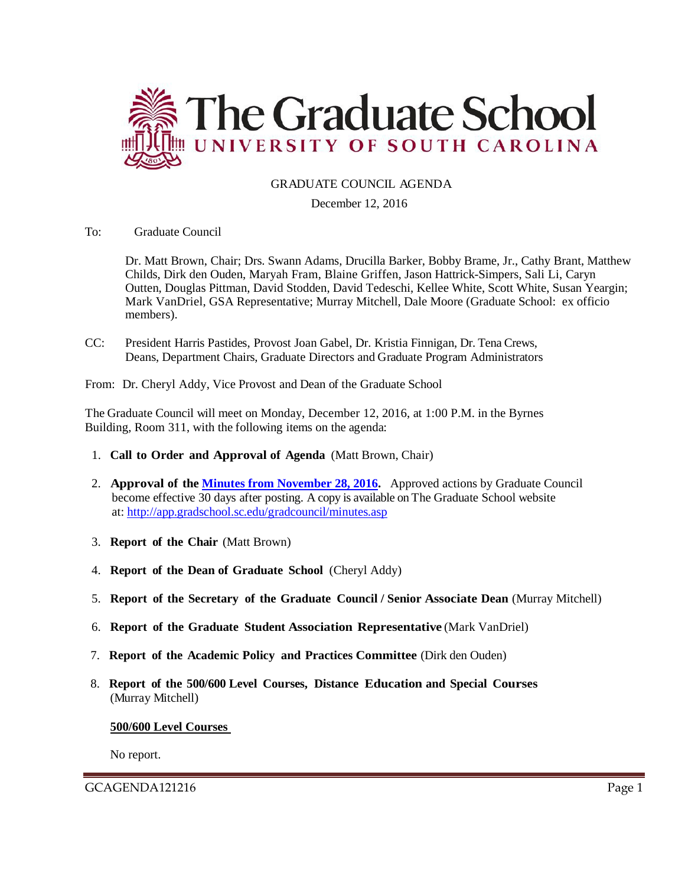# The Graduate School
## UNIVERSITY OF SOUTH CAROLINA

GRADUATE COUNCIL AGENDA

December 12, 2016

To: Graduate Council

Dr. Matt Brown, Chair; Drs. Swann Adams, Drucilla Barker, Bobby Brame, Jr., Cathy Brant, Matthew Childs, Dirk den Ouden, Maryah Fram, Blaine Griffen, Jason Hattrick-Simpers, Sali Li, Caryn Outten, Douglas Pittman, David Stodden, David Tedeschi, Kellee White, Scott White, Susan Yeargin; Mark VanDriel, GSA Representative; Murray Mitchell, Dale Moore (Graduate School: ex officio members).

CC: President Harris Pastides, Provost Joan Gabel, Dr. Kristia Finnigan, Dr. Tena Crews, Deans, Department Chairs, Graduate Directors and Graduate Program Administrators

From: Dr. Cheryl Addy, Vice Provost and Dean of the Graduate School

The Graduate Council will meet on Monday, December 12, 2016, at 1:00 P.M. in the Byrnes Building, Room 311, with the following items on the agenda:

1. **Call to Order and Approval of Agenda** (Matt Brown, Chair)
2. **Approval of the Minutes from November 28, 2016.** Approved actions by Graduate Council become effective 30 days after posting. A copy is available on The Graduate School website at: http://app.gradschool.sc.edu/gradcouncil/minutes.asp
3. **Report of the Chair** (Matt Brown)
4. **Report of the Dean of Graduate School** (Cheryl Addy)
5. **Report of the Secretary of the Graduate Council / Senior Associate Dean** (Murray Mitchell)
6. **Report of the Graduate Student Association Representative** (Mark VanDriel)
7. **Report of the Academic Policy and Practices Committee** (Dirk den Ouden)
8. **Report of the 500/600 Level Courses, Distance Education and Special Courses** (Murray Mitchell)

**500/600 Level Courses**

No report.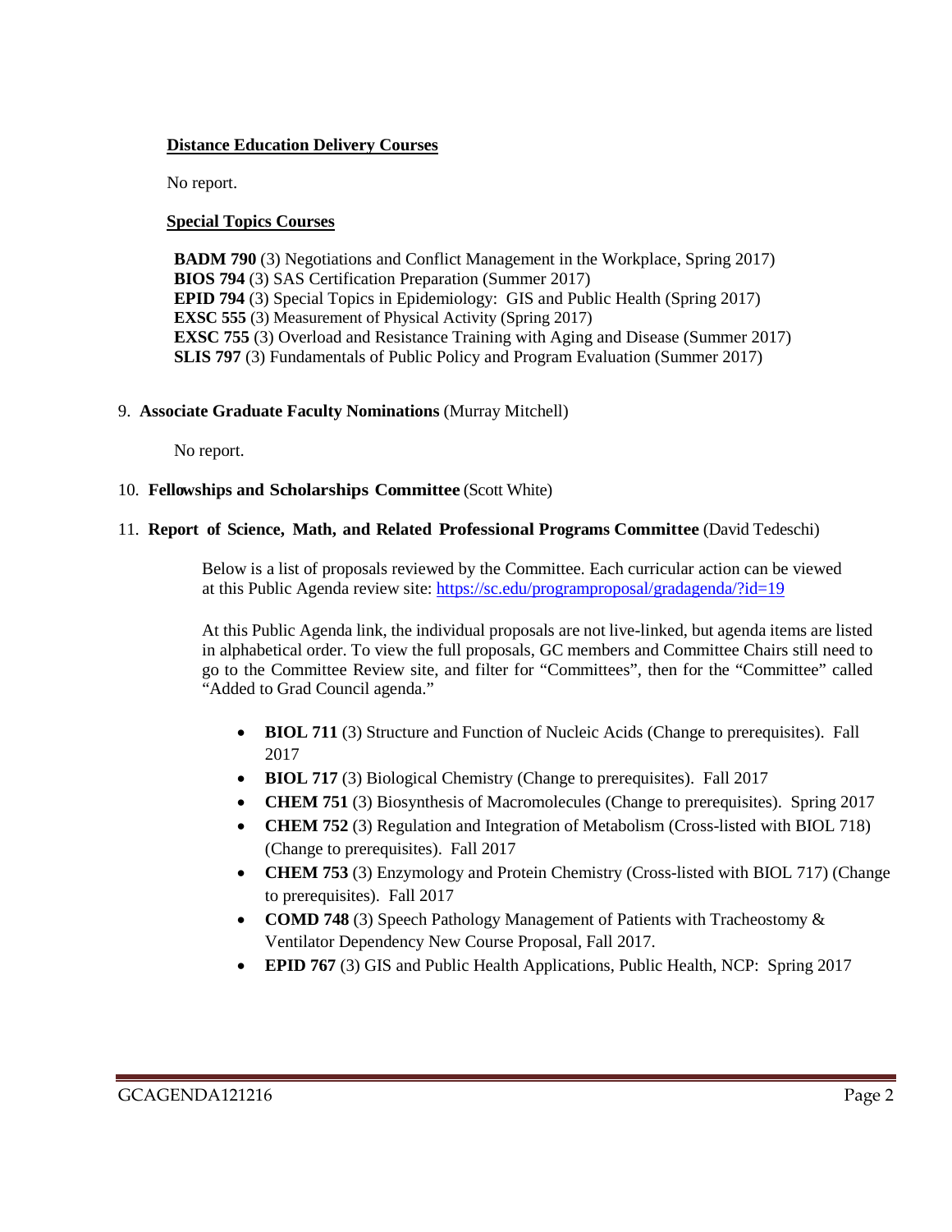**Distance Education Delivery Courses**

No report.

**Special Topics Courses**

**BADM 790** (3) Negotiations and Conflict Management in the Workplace, Spring 2017)
**BIOS 794** (3) SAS Certification Preparation (Summer 2017)
**EPID 794** (3) Special Topics in Epidemiology: GIS and Public Health (Spring 2017)
**EXSC 555** (3) Measurement of Physical Activity (Spring 2017)
**EXSC 755** (3) Overload and Resistance Training with Aging and Disease (Summer 2017)
**SLIS 797** (3) Fundamentals of Public Policy and Program Evaluation (Summer 2017)

9. **Associate Graduate Faculty Nominations** (Murray Mitchell)

No report.

10. **Fellowships and Scholarships Committee** (Scott White)

11. **Report of Science, Math, and Related Professional Programs Committee** (David Tedeschi)

Below is a list of proposals reviewed by the Committee. Each curricular action can be viewed at this Public Agenda review site: https://sc.edu/programproposal/gradagenda/?id=19

At this Public Agenda link, the individual proposals are not live-linked, but agenda items are listed in alphabetical order. To view the full proposals, GC members and Committee Chairs still need to go to the Committee Review site, and filter for "Committees", then for the "Committee" called "Added to Grad Council agenda."

- **BIOL 711** (3) Structure and Function of Nucleic Acids (Change to prerequisites). Fall 2017
- **BIOL 717** (3) Biological Chemistry (Change to prerequisites). Fall 2017
- **CHEM 751** (3) Biosynthesis of Macromolecules (Change to prerequisites). Spring 2017
- **CHEM 752** (3) Regulation and Integration of Metabolism (Cross-listed with BIOL 718) (Change to prerequisites). Fall 2017
- **CHEM 753** (3) Enzymology and Protein Chemistry (Cross-listed with BIOL 717) (Change to prerequisites). Fall 2017
- **COMD 748** (3) Speech Pathology Management of Patients with Tracheostomy & Ventilator Dependency New Course Proposal, Fall 2017.
- **EPID 767** (3) GIS and Public Health Applications, Public Health, NCP: Spring 2017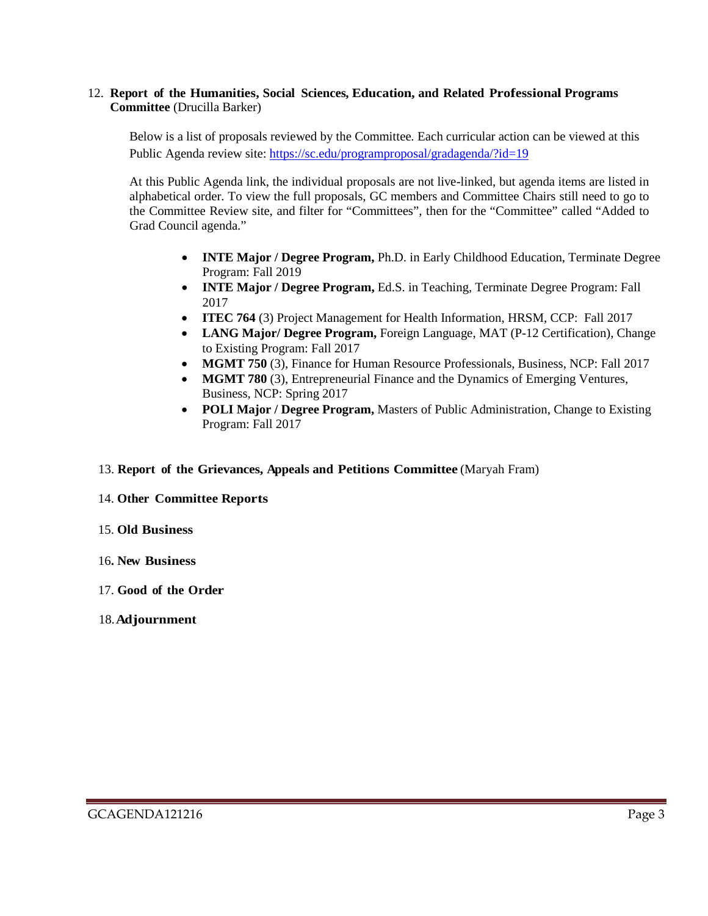12. **Report of the Humanities, Social Sciences, Education, and Related Professional Programs Committee** (Drucilla Barker)

    Below is a list of proposals reviewed by the Committee. Each curricular action can be viewed at this Public Agenda review site: https://sc.edu/programproposal/gradagenda/?id=19

    At this Public Agenda link, the individual proposals are not live-linked, but agenda items are listed in alphabetical order. To view the full proposals, GC members and Committee Chairs still need to go to the Committee Review site, and filter for "Committees", then for the "Committee" called "Added to Grad Council agenda."

    - **INTE Major / Degree Program,** Ph.D. in Early Childhood Education, Terminate Degree Program: Fall 2019
    - **INTE Major / Degree Program,** Ed.S. in Teaching, Terminate Degree Program: Fall 2017
    - **ITEC 764** (3) Project Management for Health Information, HRSM, CCP: Fall 2017
    - **LANG Major/ Degree Program,** Foreign Language, MAT (P-12 Certification), Change to Existing Program: Fall 2017
    - **MGMT 750** (3), Finance for Human Resource Professionals, Business, NCP: Fall 2017
    - **MGMT 780** (3), Entrepreneurial Finance and the Dynamics of Emerging Ventures, Business, NCP: Spring 2017
    - **POLI Major / Degree Program,** Masters of Public Administration, Change to Existing Program: Fall 2017

13. **Report of the Grievances, Appeals and Petitions Committee** (Maryah Fram)

14. **Other Committee Reports**

15. **Old Business**

16. **New Business**

17. **Good of the Order**

18. **Adjournment**